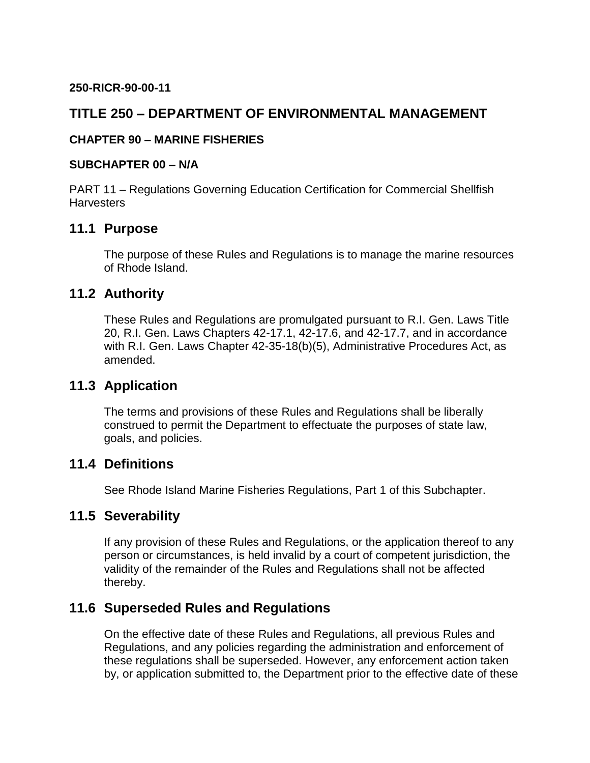**250-RICR-90-00-11**

# TITLE 250 – DEPARTMENT OF ENVIRONMENTAL MANAGEMENT

**CHAPTER 90 – MARINE FISHERIES**

**SUBCHAPTER 00 – N/A**

PART 11 – Regulations Governing Education Certification for Commercial Shellfish Harvesters

## 11.1 Purpose

The purpose of these Rules and Regulations is to manage the marine resources of Rhode Island.

## 11.2 Authority

These Rules and Regulations are promulgated pursuant to R.I. Gen. Laws Title 20, R.I. Gen. Laws Chapters 42-17.1, 42-17.6, and 42-17.7, and in accordance with R.I. Gen. Laws Chapter 42-35-18(b)(5), Administrative Procedures Act, as amended.

## 11.3 Application

The terms and provisions of these Rules and Regulations shall be liberally construed to permit the Department to effectuate the purposes of state law, goals, and policies.

## 11.4 Definitions

See Rhode Island Marine Fisheries Regulations, Part 1 of this Subchapter.

## 11.5 Severability

If any provision of these Rules and Regulations, or the application thereof to any person or circumstances, is held invalid by a court of competent jurisdiction, the validity of the remainder of the Rules and Regulations shall not be affected thereby.

## 11.6 Superseded Rules and Regulations

On the effective date of these Rules and Regulations, all previous Rules and Regulations, and any policies regarding the administration and enforcement of these regulations shall be superseded. However, any enforcement action taken by, or application submitted to, the Department prior to the effective date of these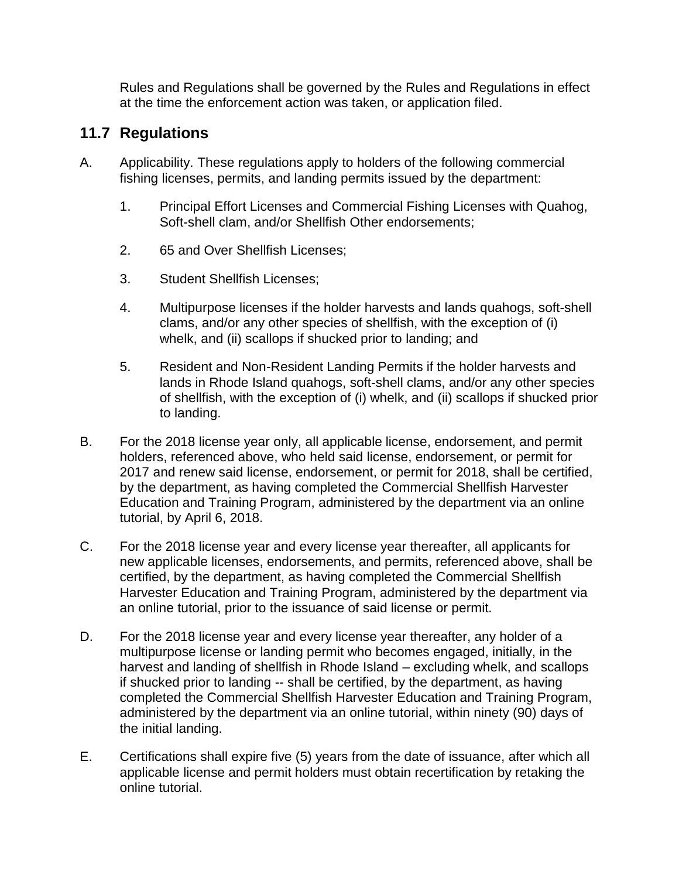Rules and Regulations shall be governed by the Rules and Regulations in effect at the time the enforcement action was taken, or application filed.

## 11.7 Regulations

A. Applicability. These regulations apply to holders of the following commercial fishing licenses, permits, and landing permits issued by the department:

   1. Principal Effort Licenses and Commercial Fishing Licenses with Quahog, Soft-shell clam, and/or Shellfish Other endorsements;

   2. 65 and Over Shellfish Licenses;

   3. Student Shellfish Licenses;

   4. Multipurpose licenses if the holder harvests and lands quahogs, soft-shell clams, and/or any other species of shellfish, with the exception of (i) whelk, and (ii) scallops if shucked prior to landing; and

   5. Resident and Non-Resident Landing Permits if the holder harvests and lands in Rhode Island quahogs, soft-shell clams, and/or any other species of shellfish, with the exception of (i) whelk, and (ii) scallops if shucked prior to landing.

B. For the 2018 license year only, all applicable license, endorsement, and permit holders, referenced above, who held said license, endorsement, or permit for 2017 and renew said license, endorsement, or permit for 2018, shall be certified, by the department, as having completed the Commercial Shellfish Harvester Education and Training Program, administered by the department via an online tutorial, by April 6, 2018.

C. For the 2018 license year and every license year thereafter, all applicants for new applicable licenses, endorsements, and permits, referenced above, shall be certified, by the department, as having completed the Commercial Shellfish Harvester Education and Training Program, administered by the department via an online tutorial, prior to the issuance of said license or permit.

D. For the 2018 license year and every license year thereafter, any holder of a multipurpose license or landing permit who becomes engaged, initially, in the harvest and landing of shellfish in Rhode Island – excluding whelk, and scallops if shucked prior to landing -- shall be certified, by the department, as having completed the Commercial Shellfish Harvester Education and Training Program, administered by the department via an online tutorial, within ninety (90) days of the initial landing.

E. Certifications shall expire five (5) years from the date of issuance, after which all applicable license and permit holders must obtain recertification by retaking the online tutorial.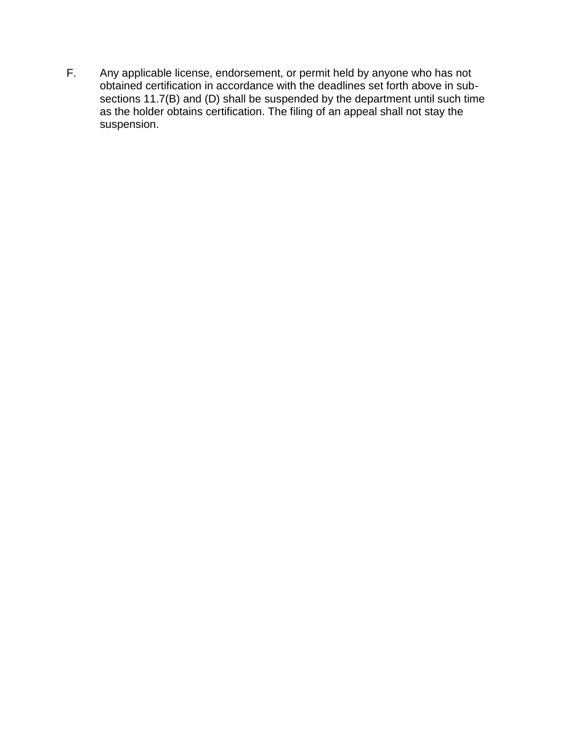F. Any applicable license, endorsement, or permit held by anyone who has not obtained certification in accordance with the deadlines set forth above in sub-sections 11.7(B) and (D) shall be suspended by the department until such time as the holder obtains certification. The filing of an appeal shall not stay the suspension.